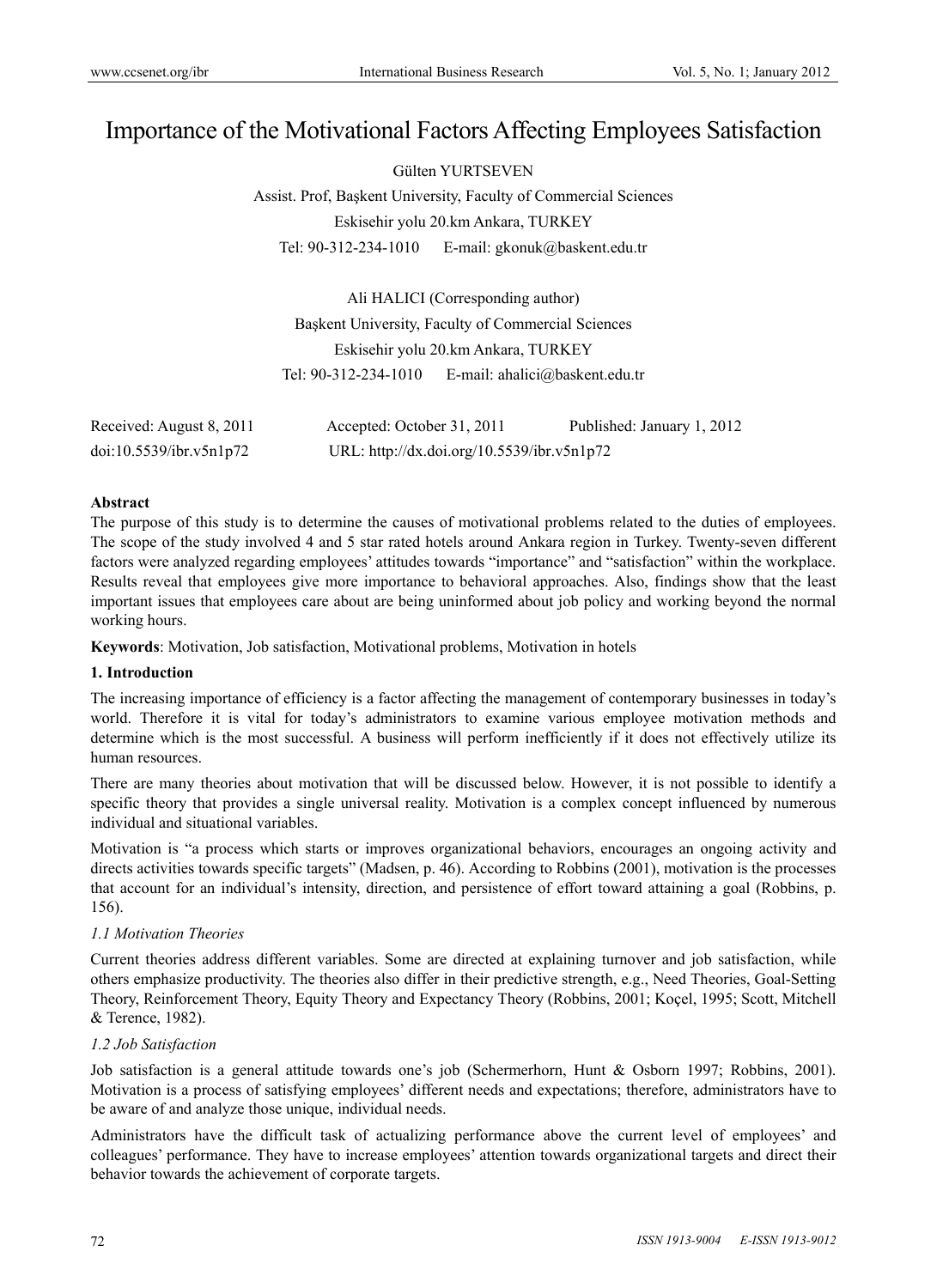# Importance of the Motivational Factors Affecting Employees Satisfaction

Gülten YURTSEVEN

Assist. Prof, Başkent University, Faculty of Commercial Sciences

Eskisehir yolu 20.km Ankara, TURKEY

Tel: 90-312-234-1010 E-mail: gkonuk@baskent.edu.tr

Ali HALICI (Corresponding author)

Başkent University, Faculty of Commercial Sciences

Eskisehir yolu 20.km Ankara, TURKEY

Tel: 90-312-234-1010 E-mail: ahalici@baskent.edu.tr

Received: August 8, 2011 Accepted: October 31, 2011 Published: January 1, 2012

doi:10.5539/ibr.v5n1p72 URL: http://dx.doi.org/10.5539/ibr.v5n1p72

**Abstract**

The purpose of this study is to determine the causes of motivational problems related to the duties of employees. The scope of the study involved 4 and 5 star rated hotels around Ankara region in Turkey. Twenty-seven different factors were analyzed regarding employees' attitudes towards "importance" and "satisfaction" within the workplace. Results reveal that employees give more importance to behavioral approaches. Also, findings show that the least important issues that employees care about are being uninformed about job policy and working beyond the normal working hours.

**Keywords**: Motivation, Job satisfaction, Motivational problems, Motivation in hotels

## 1. Introduction

The increasing importance of efficiency is a factor affecting the management of contemporary businesses in today's world. Therefore it is vital for today's administrators to examine various employee motivation methods and determine which is the most successful. A business will perform inefficiently if it does not effectively utilize its human resources.

There are many theories about motivation that will be discussed below. However, it is not possible to identify a specific theory that provides a single universal reality. Motivation is a complex concept influenced by numerous individual and situational variables.

Motivation is "a process which starts or improves organizational behaviors, encourages an ongoing activity and directs activities towards specific targets" (Madsen, p. 46). According to Robbins (2001), motivation is the processes that account for an individual's intensity, direction, and persistence of effort toward attaining a goal (Robbins, p. 156).

### *1.1 Motivation Theories*

Current theories address different variables. Some are directed at explaining turnover and job satisfaction, while others emphasize productivity. The theories also differ in their predictive strength, e.g., Need Theories, Goal-Setting Theory, Reinforcement Theory, Equity Theory and Expectancy Theory (Robbins, 2001; Koçel, 1995; Scott, Mitchell & Terence, 1982).

### *1.2 Job Satisfaction*

Job satisfaction is a general attitude towards one's job (Schermerhorn, Hunt & Osborn 1997; Robbins, 2001). Motivation is a process of satisfying employees' different needs and expectations; therefore, administrators have to be aware of and analyze those unique, individual needs.

Administrators have the difficult task of actualizing performance above the current level of employees' and colleagues' performance. They have to increase employees' attention towards organizational targets and direct their behavior towards the achievement of corporate targets.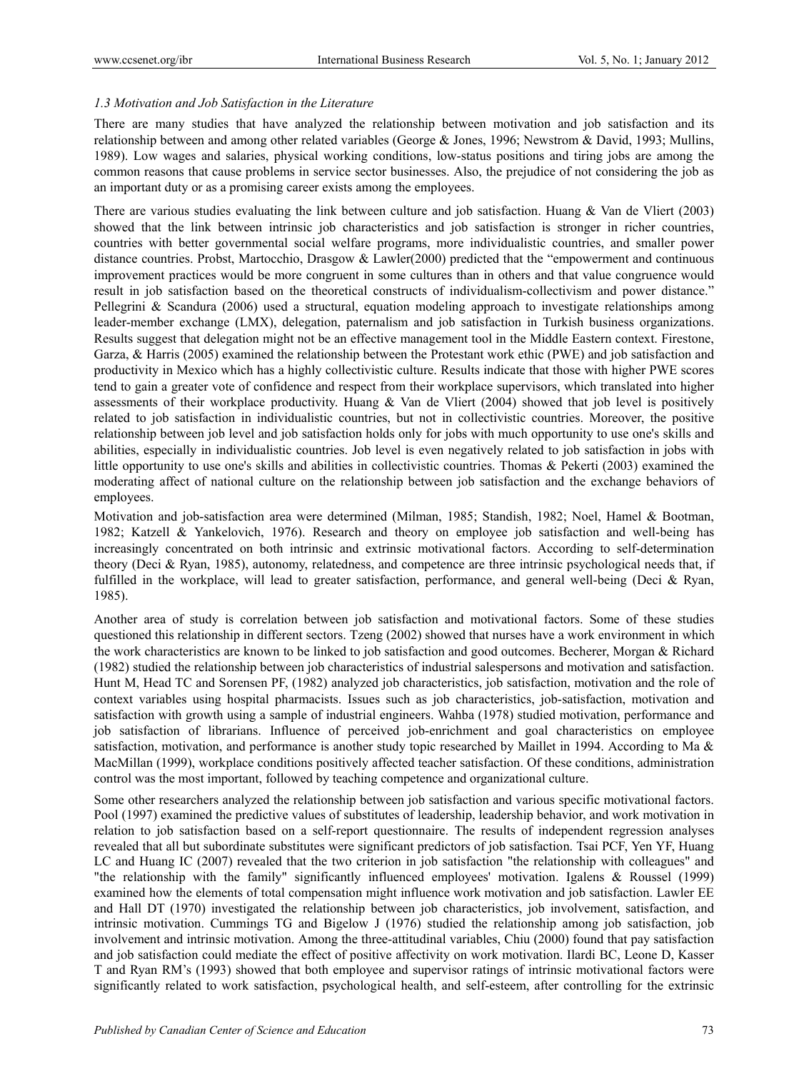*1.3 Motivation and Job Satisfaction in the Literature*

There are many studies that have analyzed the relationship between motivation and job satisfaction and its relationship between and among other related variables (George & Jones, 1996; Newstrom & David, 1993; Mullins, 1989). Low wages and salaries, physical working conditions, low-status positions and tiring jobs are among the common reasons that cause problems in service sector businesses. Also, the prejudice of not considering the job as an important duty or as a promising career exists among the employees.

There are various studies evaluating the link between culture and job satisfaction. Huang & Van de Vliert (2003) showed that the link between intrinsic job characteristics and job satisfaction is stronger in richer countries, countries with better governmental social welfare programs, more individualistic countries, and smaller power distance countries. Probst, Martocchio, Drasgow & Lawler(2000) predicted that the "empowerment and continuous improvement practices would be more congruent in some cultures than in others and that value congruence would result in job satisfaction based on the theoretical constructs of individualism-collectivism and power distance." Pellegrini & Scandura (2006) used a structural, equation modeling approach to investigate relationships among leader-member exchange (LMX), delegation, paternalism and job satisfaction in Turkish business organizations. Results suggest that delegation might not be an effective management tool in the Middle Eastern context. Firestone, Garza, & Harris (2005) examined the relationship between the Protestant work ethic (PWE) and job satisfaction and productivity in Mexico which has a highly collectivistic culture. Results indicate that those with higher PWE scores tend to gain a greater vote of confidence and respect from their workplace supervisors, which translated into higher assessments of their workplace productivity. Huang & Van de Vliert (2004) showed that job level is positively related to job satisfaction in individualistic countries, but not in collectivistic countries. Moreover, the positive relationship between job level and job satisfaction holds only for jobs with much opportunity to use one's skills and abilities, especially in individualistic countries. Job level is even negatively related to job satisfaction in jobs with little opportunity to use one's skills and abilities in collectivistic countries. Thomas & Pekerti (2003) examined the moderating affect of national culture on the relationship between job satisfaction and the exchange behaviors of employees.

Motivation and job-satisfaction area were determined (Milman, 1985; Standish, 1982; Noel, Hamel & Bootman, 1982; Katzell & Yankelovich, 1976). Research and theory on employee job satisfaction and well-being has increasingly concentrated on both intrinsic and extrinsic motivational factors. According to self-determination theory (Deci & Ryan, 1985), autonomy, relatedness, and competence are three intrinsic psychological needs that, if fulfilled in the workplace, will lead to greater satisfaction, performance, and general well-being (Deci & Ryan, 1985).

Another area of study is correlation between job satisfaction and motivational factors. Some of these studies questioned this relationship in different sectors. Tzeng (2002) showed that nurses have a work environment in which the work characteristics are known to be linked to job satisfaction and good outcomes. Becherer, Morgan & Richard (1982) studied the relationship between job characteristics of industrial salespersons and motivation and satisfaction. Hunt M, Head TC and Sorensen PF, (1982) analyzed job characteristics, job satisfaction, motivation and the role of context variables using hospital pharmacists. Issues such as job characteristics, job-satisfaction, motivation and satisfaction with growth using a sample of industrial engineers. Wahba (1978) studied motivation, performance and job satisfaction of librarians. Influence of perceived job-enrichment and goal characteristics on employee satisfaction, motivation, and performance is another study topic researched by Maillet in 1994. According to Ma & MacMillan (1999), workplace conditions positively affected teacher satisfaction. Of these conditions, administration control was the most important, followed by teaching competence and organizational culture.

Some other researchers analyzed the relationship between job satisfaction and various specific motivational factors. Pool (1997) examined the predictive values of substitutes of leadership, leadership behavior, and work motivation in relation to job satisfaction based on a self-report questionnaire. The results of independent regression analyses revealed that all but subordinate substitutes were significant predictors of job satisfaction. Tsai PCF, Yen YF, Huang LC and Huang IC (2007) revealed that the two criterion in job satisfaction "the relationship with colleagues" and "the relationship with the family" significantly influenced employees' motivation. Igalens & Roussel (1999) examined how the elements of total compensation might influence work motivation and job satisfaction. Lawler EE and Hall DT (1970) investigated the relationship between job characteristics, job involvement, satisfaction, and intrinsic motivation. Cummings TG and Bigelow J (1976) studied the relationship among job satisfaction, job involvement and intrinsic motivation. Among the three-attitudinal variables, Chiu (2000) found that pay satisfaction and job satisfaction could mediate the effect of positive affectivity on work motivation. Ilardi BC, Leone D, Kasser T and Ryan RM's (1993) showed that both employee and supervisor ratings of intrinsic motivational factors were significantly related to work satisfaction, psychological health, and self-esteem, after controlling for the extrinsic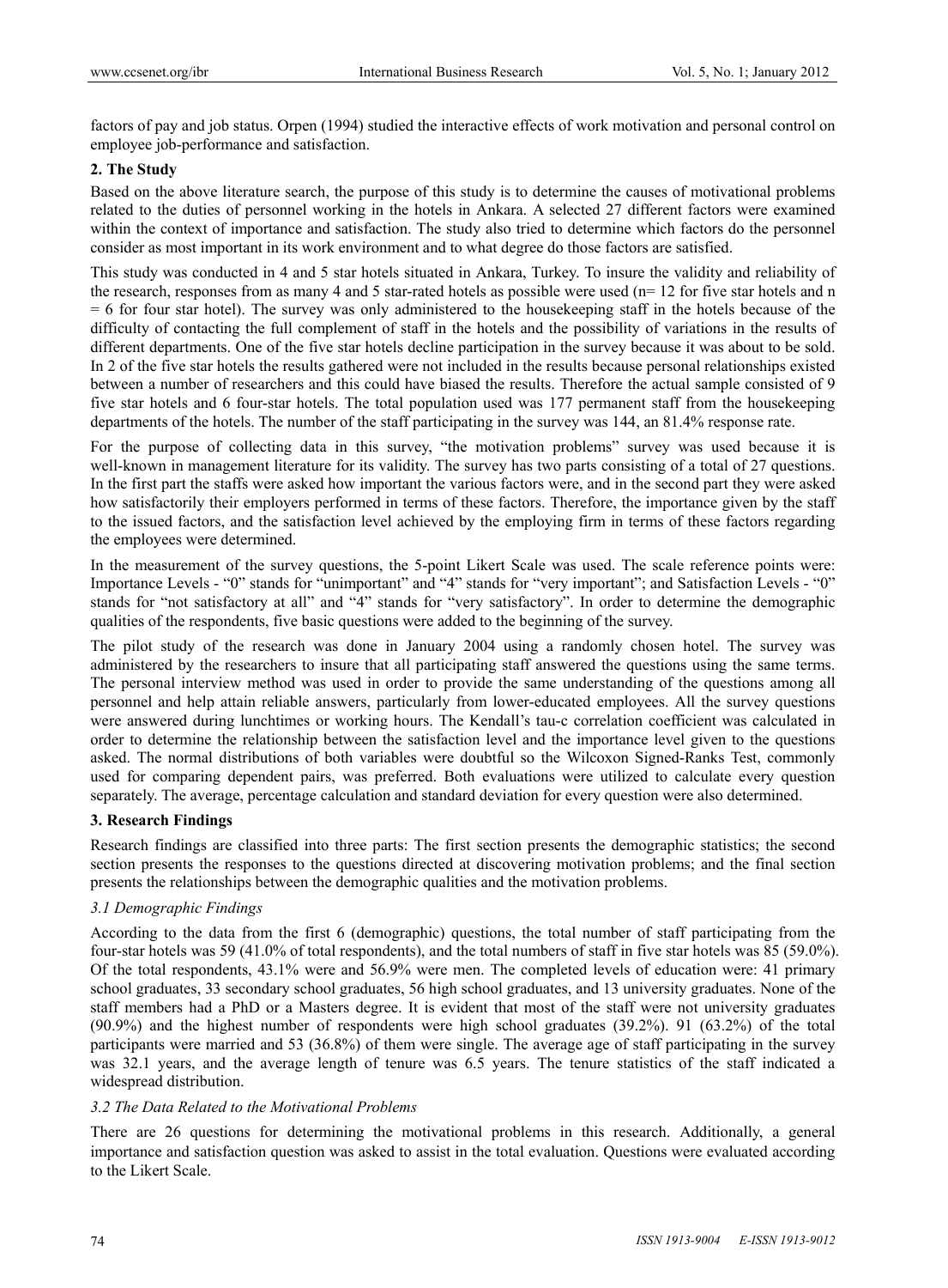factors of pay and job status. Orpen (1994) studied the interactive effects of work motivation and personal control on employee job-performance and satisfaction.

## 2. The Study

Based on the above literature search, the purpose of this study is to determine the causes of motivational problems related to the duties of personnel working in the hotels in Ankara. A selected 27 different factors were examined within the context of importance and satisfaction. The study also tried to determine which factors do the personnel consider as most important in its work environment and to what degree do those factors are satisfied.

This study was conducted in 4 and 5 star hotels situated in Ankara, Turkey. To insure the validity and reliability of the research, responses from as many 4 and 5 star-rated hotels as possible were used (n= 12 for five star hotels and n = 6 for four star hotel). The survey was only administered to the housekeeping staff in the hotels because of the difficulty of contacting the full complement of staff in the hotels and the possibility of variations in the results of different departments. One of the five star hotels decline participation in the survey because it was about to be sold. In 2 of the five star hotels the results gathered were not included in the results because personal relationships existed between a number of researchers and this could have biased the results. Therefore the actual sample consisted of 9 five star hotels and 6 four-star hotels. The total population used was 177 permanent staff from the housekeeping departments of the hotels. The number of the staff participating in the survey was 144, an 81.4% response rate.

For the purpose of collecting data in this survey, "the motivation problems" survey was used because it is well-known in management literature for its validity. The survey has two parts consisting of a total of 27 questions. In the first part the staffs were asked how important the various factors were, and in the second part they were asked how satisfactorily their employers performed in terms of these factors. Therefore, the importance given by the staff to the issued factors, and the satisfaction level achieved by the employing firm in terms of these factors regarding the employees were determined.

In the measurement of the survey questions, the 5-point Likert Scale was used. The scale reference points were: Importance Levels - "0" stands for "unimportant" and "4" stands for "very important"; and Satisfaction Levels - "0" stands for "not satisfactory at all" and "4" stands for "very satisfactory". In order to determine the demographic qualities of the respondents, five basic questions were added to the beginning of the survey.

The pilot study of the research was done in January 2004 using a randomly chosen hotel. The survey was administered by the researchers to insure that all participating staff answered the questions using the same terms. The personal interview method was used in order to provide the same understanding of the questions among all personnel and help attain reliable answers, particularly from lower-educated employees. All the survey questions were answered during lunchtimes or working hours. The Kendall's tau-c correlation coefficient was calculated in order to determine the relationship between the satisfaction level and the importance level given to the questions asked. The normal distributions of both variables were doubtful so the Wilcoxon Signed-Ranks Test, commonly used for comparing dependent pairs, was preferred. Both evaluations were utilized to calculate every question separately. The average, percentage calculation and standard deviation for every question were also determined.

## 3. Research Findings

Research findings are classified into three parts: The first section presents the demographic statistics; the second section presents the responses to the questions directed at discovering motivation problems; and the final section presents the relationships between the demographic qualities and the motivation problems.

### *3.1 Demographic Findings*

According to the data from the first 6 (demographic) questions, the total number of staff participating from the four-star hotels was 59 (41.0% of total respondents), and the total numbers of staff in five star hotels was 85 (59.0%). Of the total respondents, 43.1% were and 56.9% were men. The completed levels of education were: 41 primary school graduates, 33 secondary school graduates, 56 high school graduates, and 13 university graduates. None of the staff members had a PhD or a Masters degree. It is evident that most of the staff were not university graduates (90.9%) and the highest number of respondents were high school graduates (39.2%). 91 (63.2%) of the total participants were married and 53 (36.8%) of them were single. The average age of staff participating in the survey was 32.1 years, and the average length of tenure was 6.5 years. The tenure statistics of the staff indicated a widespread distribution.

### *3.2 The Data Related to the Motivational Problems*

There are 26 questions for determining the motivational problems in this research. Additionally, a general importance and satisfaction question was asked to assist in the total evaluation. Questions were evaluated according to the Likert Scale.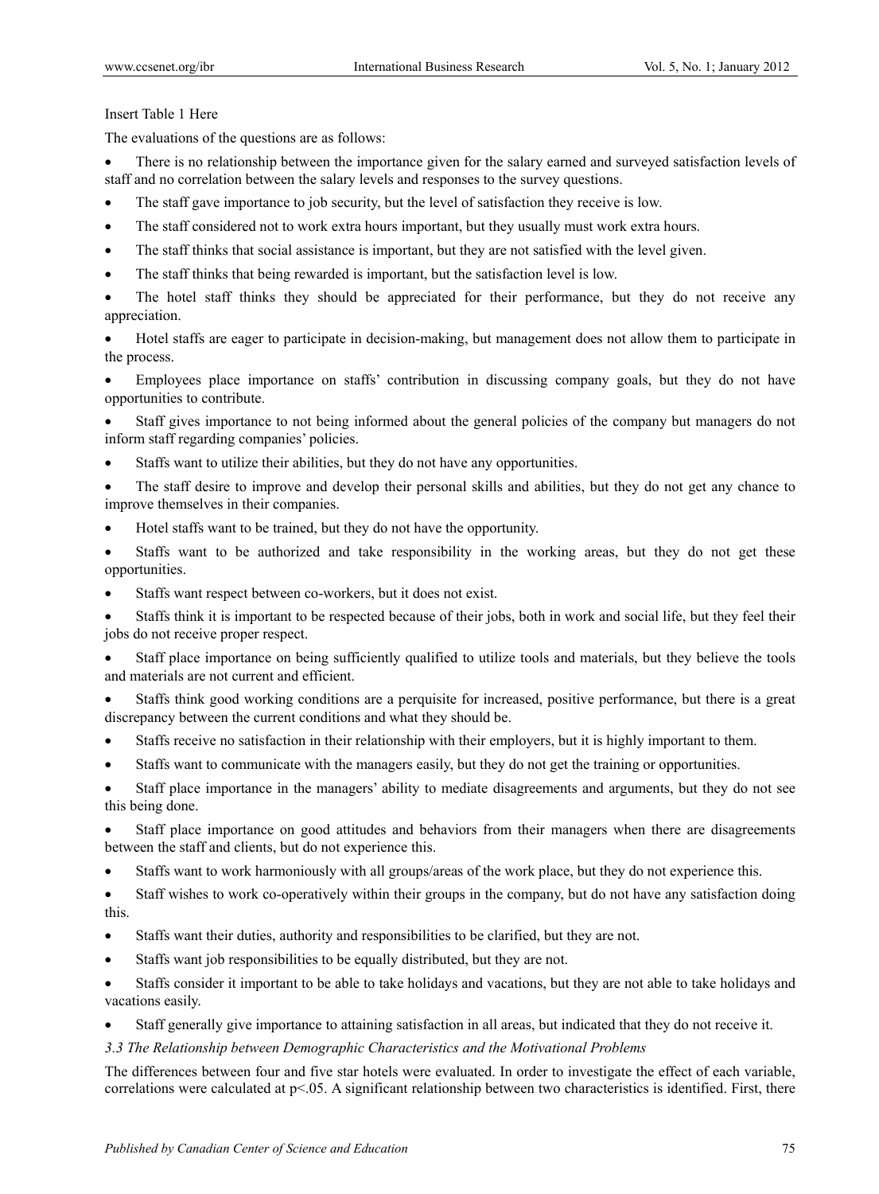Insert Table 1 Here

The evaluations of the questions are as follows:

- There is no relationship between the importance given for the salary earned and surveyed satisfaction levels of staff and no correlation between the salary levels and responses to the survey questions.
- The staff gave importance to job security, but the level of satisfaction they receive is low.
- The staff considered not to work extra hours important, but they usually must work extra hours.
- The staff thinks that social assistance is important, but they are not satisfied with the level given.
- The staff thinks that being rewarded is important, but the satisfaction level is low.
- The hotel staff thinks they should be appreciated for their performance, but they do not receive any appreciation.
- Hotel staffs are eager to participate in decision-making, but management does not allow them to participate in the process.
- Employees place importance on staffs' contribution in discussing company goals, but they do not have opportunities to contribute.
- Staff gives importance to not being informed about the general policies of the company but managers do not inform staff regarding companies' policies.
- Staffs want to utilize their abilities, but they do not have any opportunities.
- The staff desire to improve and develop their personal skills and abilities, but they do not get any chance to improve themselves in their companies.
- Hotel staffs want to be trained, but they do not have the opportunity.
- Staffs want to be authorized and take responsibility in the working areas, but they do not get these opportunities.
- Staffs want respect between co-workers, but it does not exist.
- Staffs think it is important to be respected because of their jobs, both in work and social life, but they feel their jobs do not receive proper respect.
- Staff place importance on being sufficiently qualified to utilize tools and materials, but they believe the tools and materials are not current and efficient.
- Staffs think good working conditions are a perquisite for increased, positive performance, but there is a great discrepancy between the current conditions and what they should be.
- Staffs receive no satisfaction in their relationship with their employers, but it is highly important to them.
- Staffs want to communicate with the managers easily, but they do not get the training or opportunities.
- Staff place importance in the managers' ability to mediate disagreements and arguments, but they do not see this being done.
- Staff place importance on good attitudes and behaviors from their managers when there are disagreements between the staff and clients, but do not experience this.
- Staffs want to work harmoniously with all groups/areas of the work place, but they do not experience this.
- Staff wishes to work co-operatively within their groups in the company, but do not have any satisfaction doing this.
- Staffs want their duties, authority and responsibilities to be clarified, but they are not.
- Staffs want job responsibilities to be equally distributed, but they are not.
- Staffs consider it important to be able to take holidays and vacations, but they are not able to take holidays and vacations easily.
- Staff generally give importance to attaining satisfaction in all areas, but indicated that they do not receive it.

### *3.3 The Relationship between Demographic Characteristics and the Motivational Problems*

The differences between four and five star hotels were evaluated. In order to investigate the effect of each variable, correlations were calculated at $p<.05$. A significant relationship between two characteristics is identified. First, there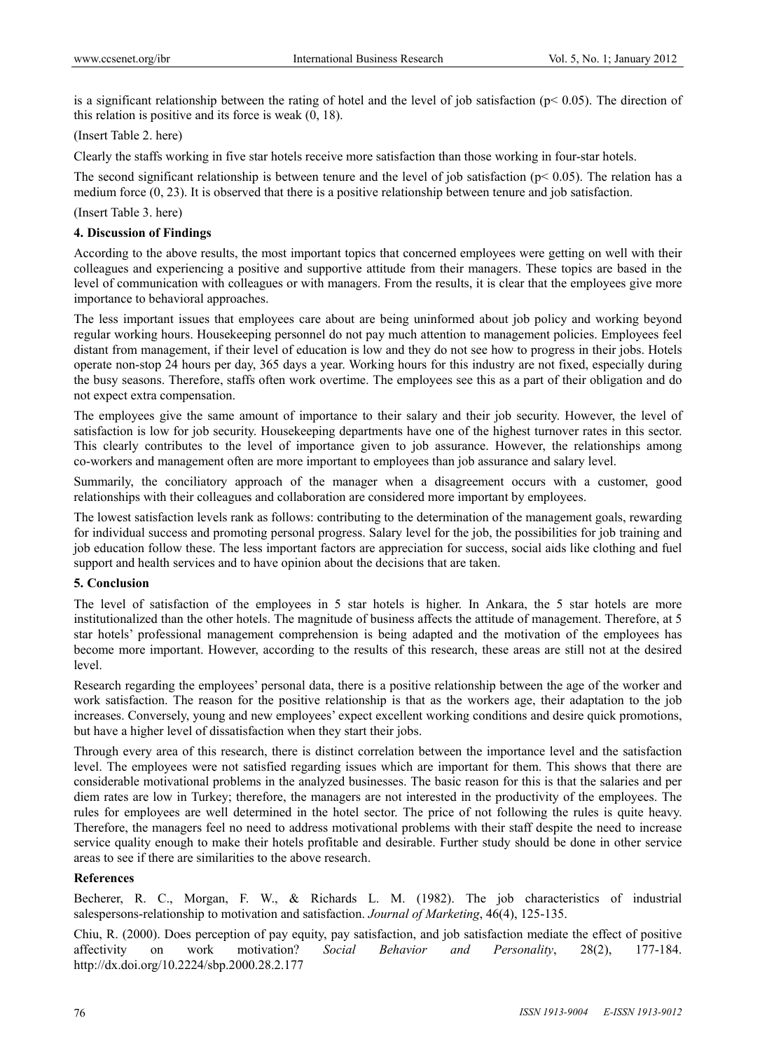is a significant relationship between the rating of hotel and the level of job satisfaction ($p < 0.05$). The direction of this relation is positive and its force is weak (0, 18).

(Insert Table 2. here)

Clearly the staffs working in five star hotels receive more satisfaction than those working in four-star hotels.

The second significant relationship is between tenure and the level of job satisfaction ($p < 0.05$). The relation has a medium force (0, 23). It is observed that there is a positive relationship between tenure and job satisfaction.

(Insert Table 3. here)

## 4. Discussion of Findings

According to the above results, the most important topics that concerned employees were getting on well with their colleagues and experiencing a positive and supportive attitude from their managers. These topics are based in the level of communication with colleagues or with managers. From the results, it is clear that the employees give more importance to behavioral approaches.

The less important issues that employees care about are being uninformed about job policy and working beyond regular working hours. Housekeeping personnel do not pay much attention to management policies. Employees feel distant from management, if their level of education is low and they do not see how to progress in their jobs. Hotels operate non-stop 24 hours per day, 365 days a year. Working hours for this industry are not fixed, especially during the busy seasons. Therefore, staffs often work overtime. The employees see this as a part of their obligation and do not expect extra compensation.

The employees give the same amount of importance to their salary and their job security. However, the level of satisfaction is low for job security. Housekeeping departments have one of the highest turnover rates in this sector. This clearly contributes to the level of importance given to job assurance. However, the relationships among co-workers and management often are more important to employees than job assurance and salary level.

Summarily, the conciliatory approach of the manager when a disagreement occurs with a customer, good relationships with their colleagues and collaboration are considered more important by employees.

The lowest satisfaction levels rank as follows: contributing to the determination of the management goals, rewarding for individual success and promoting personal progress. Salary level for the job, the possibilities for job training and job education follow these. The less important factors are appreciation for success, social aids like clothing and fuel support and health services and to have opinion about the decisions that are taken.

## 5. Conclusion

The level of satisfaction of the employees in 5 star hotels is higher. In Ankara, the 5 star hotels are more institutionalized than the other hotels. The magnitude of business affects the attitude of management. Therefore, at 5 star hotels' professional management comprehension is being adapted and the motivation of the employees has become more important. However, according to the results of this research, these areas are still not at the desired level.

Research regarding the employees' personal data, there is a positive relationship between the age of the worker and work satisfaction. The reason for the positive relationship is that as the workers age, their adaptation to the job increases. Conversely, young and new employees' expect excellent working conditions and desire quick promotions, but have a higher level of dissatisfaction when they start their jobs.

Through every area of this research, there is distinct correlation between the importance level and the satisfaction level. The employees were not satisfied regarding issues which are important for them. This shows that there are considerable motivational problems in the analyzed businesses. The basic reason for this is that the salaries and per diem rates are low in Turkey; therefore, the managers are not interested in the productivity of the employees. The rules for employees are well determined in the hotel sector. The price of not following the rules is quite heavy. Therefore, the managers feel no need to address motivational problems with their staff despite the need to increase service quality enough to make their hotels profitable and desirable. Further study should be done in other service areas to see if there are similarities to the above research.

## References

Becherer, R. C., Morgan, F. W., & Richards L. M. (1982). The job characteristics of industrial salespersons-relationship to motivation and satisfaction. *Journal of Marketing*, 46(4), 125-135.

Chiu, R. (2000). Does perception of pay equity, pay satisfaction, and job satisfaction mediate the effect of positive affectivity on work motivation? *Social Behavior and Personality*, 28(2), 177-184. http://dx.doi.org/10.2224/sbp.2000.28.2.177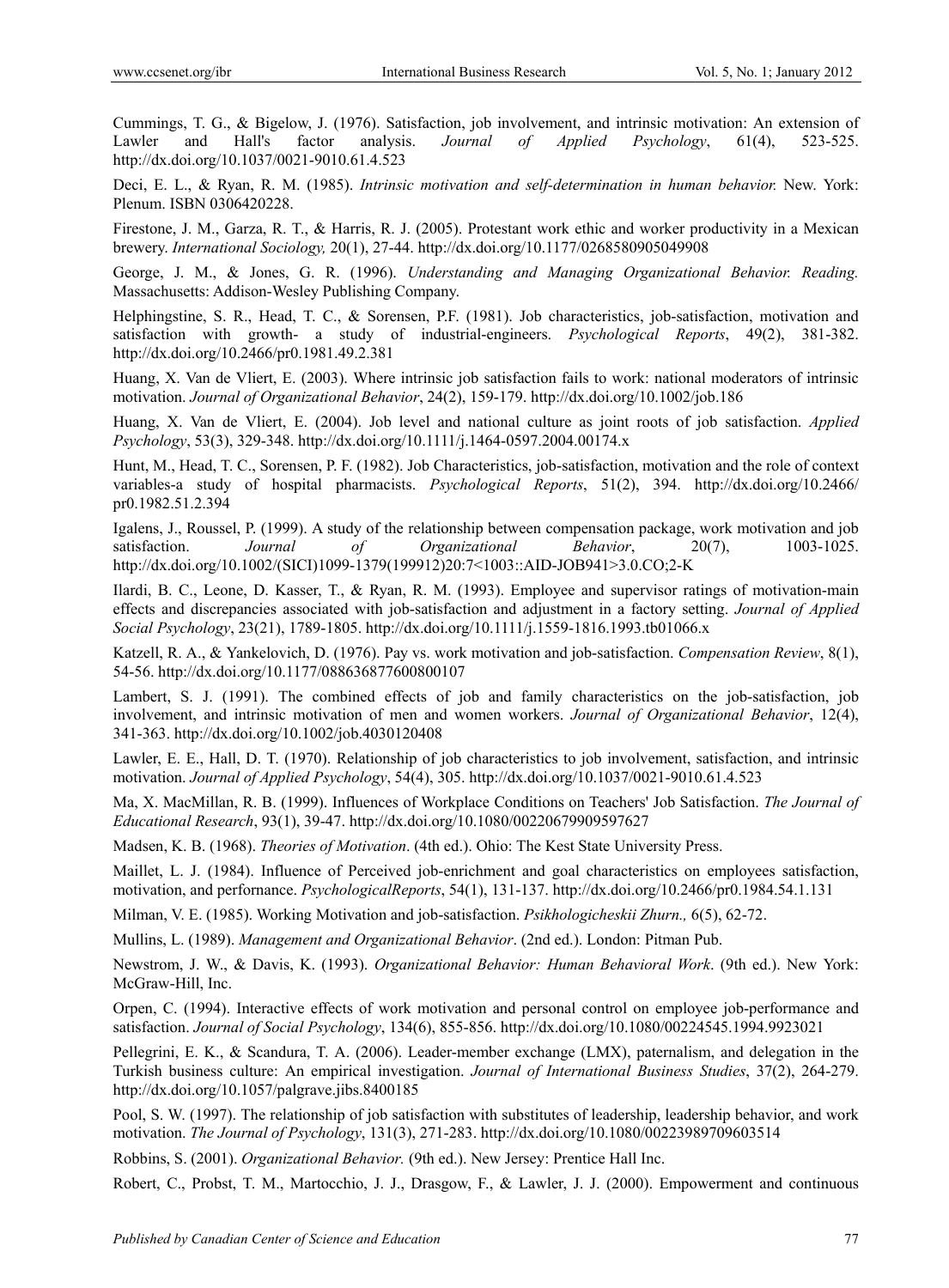Cummings, T. G., & Bigelow, J. (1976). Satisfaction, job involvement, and intrinsic motivation: An extension of Lawler and Hall's factor analysis. *Journal of Applied Psychology*, 61(4), 523-525. http://dx.doi.org/10.1037/0021-9010.61.4.523

Deci, E. L., & Ryan, R. M. (1985). *Intrinsic motivation and self-determination in human behavior.* New. York: Plenum. ISBN 0306420228.

Firestone, J. M., Garza, R. T., & Harris, R. J. (2005). Protestant work ethic and worker productivity in a Mexican brewery. *International Sociology,* 20(1), 27-44. http://dx.doi.org/10.1177/0268580905049908

George, J. M., & Jones, G. R. (1996). *Understanding and Managing Organizational Behavior. Reading.* Massachusetts: Addison-Wesley Publishing Company.

Helphingstine, S. R., Head, T. C., & Sorensen, P.F. (1981). Job characteristics, job-satisfaction, motivation and satisfaction with growth- a study of industrial-engineers. *Psychological Reports*, 49(2), 381-382. http://dx.doi.org/10.2466/pr0.1981.49.2.381

Huang, X. Van de Vliert, E. (2003). Where intrinsic job satisfaction fails to work: national moderators of intrinsic motivation. *Journal of Organizational Behavior*, 24(2), 159-179. http://dx.doi.org/10.1002/job.186

Huang, X. Van de Vliert, E. (2004). Job level and national culture as joint roots of job satisfaction. *Applied Psychology*, 53(3), 329-348. http://dx.doi.org/10.1111/j.1464-0597.2004.00174.x

Hunt, M., Head, T. C., Sorensen, P. F. (1982). Job Characteristics, job-satisfaction, motivation and the role of context variables-a study of hospital pharmacists. *Psychological Reports*, 51(2), 394. http://dx.doi.org/10.2466/pr0.1982.51.2.394

Igalens, J., Roussel, P. (1999). A study of the relationship between compensation package, work motivation and job satisfaction. *Journal of Organizational Behavior*, 20(7), 1003-1025. http://dx.doi.org/10.1002/(SICI)1099-1379(199912)20:7<1003::AID-JOB941>3.0.CO;2-K

Ilardi, B. C., Leone, D. Kasser, T., & Ryan, R. M. (1993). Employee and supervisor ratings of motivation-main effects and discrepancies associated with job-satisfaction and adjustment in a factory setting. *Journal of Applied Social Psychology*, 23(21), 1789-1805. http://dx.doi.org/10.1111/j.1559-1816.1993.tb01066.x

Katzell, R. A., & Yankelovich, D. (1976). Pay vs. work motivation and job-satisfaction. *Compensation Review*, 8(1), 54-56. http://dx.doi.org/10.1177/088636877600800107

Lambert, S. J. (1991). The combined effects of job and family characteristics on the job-satisfaction, job involvement, and intrinsic motivation of men and women workers. *Journal of Organizational Behavior*, 12(4), 341-363. http://dx.doi.org/10.1002/job.4030120408

Lawler, E. E., Hall, D. T. (1970). Relationship of job characteristics to job involvement, satisfaction, and intrinsic motivation. *Journal of Applied Psychology*, 54(4), 305. http://dx.doi.org/10.1037/0021-9010.61.4.523

Ma, X. MacMillan, R. B. (1999). Influences of Workplace Conditions on Teachers' Job Satisfaction. *The Journal of Educational Research*, 93(1), 39-47. http://dx.doi.org/10.1080/00220679909597627

Madsen, K. B. (1968). *Theories of Motivation*. (4th ed.). Ohio: The Kest State University Press.

Maillet, L. J. (1984). Influence of Perceived job-enrichment and goal characteristics on employees satisfaction, motivation, and perfornance. *PsychologicalReports*, 54(1), 131-137. http://dx.doi.org/10.2466/pr0.1984.54.1.131

Milman, V. E. (1985). Working Motivation and job-satisfaction. *Psikhologicheskii Zhurn.,* 6(5), 62-72.

Mullins, L. (1989). *Management and Organizational Behavior*. (2nd ed.). London: Pitman Pub.

Newstrom, J. W., & Davis, K. (1993). *Organizational Behavior: Human Behavioral Work*. (9th ed.). New York: McGraw-Hill, Inc.

Orpen, C. (1994). Interactive effects of work motivation and personal control on employee job-performance and satisfaction. *Journal of Social Psychology*, 134(6), 855-856. http://dx.doi.org/10.1080/00224545.1994.9923021

Pellegrini, E. K., & Scandura, T. A. (2006). Leader-member exchange (LMX), paternalism, and delegation in the Turkish business culture: An empirical investigation. *Journal of International Business Studies*, 37(2), 264-279. http://dx.doi.org/10.1057/palgrave.jibs.8400185

Pool, S. W. (1997). The relationship of job satisfaction with substitutes of leadership, leadership behavior, and work motivation. *The Journal of Psychology*, 131(3), 271-283. http://dx.doi.org/10.1080/00223989709603514

Robbins, S. (2001). *Organizational Behavior.* (9th ed.). New Jersey: Prentice Hall Inc.

Robert, C., Probst, T. M., Martocchio, J. J., Drasgow, F., & Lawler, J. J. (2000). Empowerment and continuous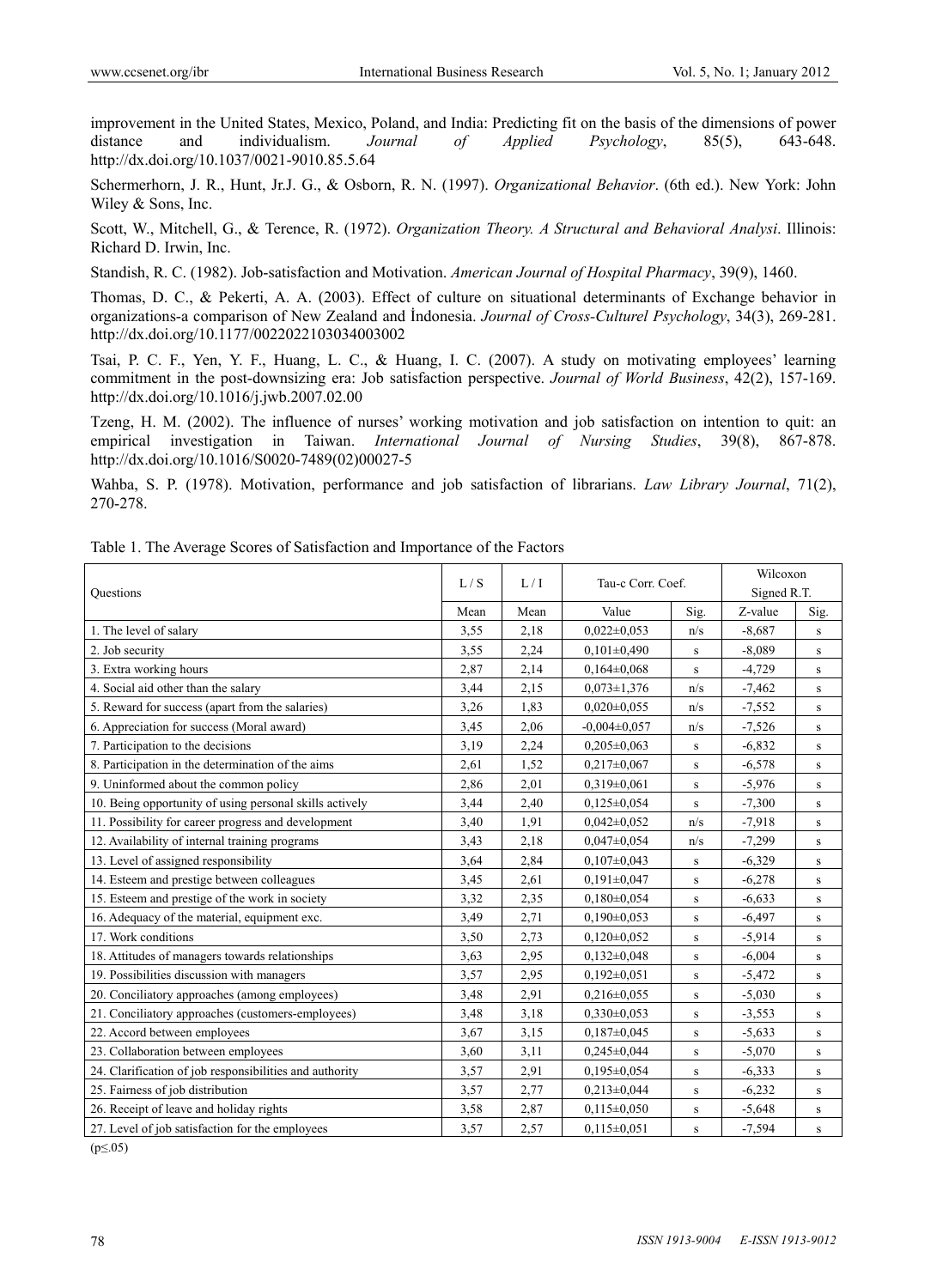improvement in the United States, Mexico, Poland, and India: Predicting fit on the basis of the dimensions of power distance and individualism. *Journal of Applied Psychology*, 85(5), 643-648. http://dx.doi.org/10.1037/0021-9010.85.5.64

Schermerhorn, J. R., Hunt, Jr.J. G., & Osborn, R. N. (1997). *Organizational Behavior*. (6th ed.). New York: John Wiley & Sons, Inc.

Scott, W., Mitchell, G., & Terence, R. (1972). *Organization Theory. A Structural and Behavioral Analysi*. Illinois: Richard D. Irwin, Inc.

Standish, R. C. (1982). Job-satisfaction and Motivation. *American Journal of Hospital Pharmacy*, 39(9), 1460.

Thomas, D. C., & Pekerti, A. A. (2003). Effect of culture on situational determinants of Exchange behavior in organizations-a comparison of New Zealand and İndonesia. *Journal of Cross-Culturel Psychology*, 34(3), 269-281. http://dx.doi.org/10.1177/0022022103034003002

Tsai, P. C. F., Yen, Y. F., Huang, L. C., & Huang, I. C. (2007). A study on motivating employees' learning commitment in the post-downsizing era: Job satisfaction perspective. *Journal of World Business*, 42(2), 157-169. http://dx.doi.org/10.1016/j.jwb.2007.02.00

Tzeng, H. M. (2002). The influence of nurses' working motivation and job satisfaction on intention to quit: an empirical investigation in Taiwan. *International Journal of Nursing Studies*, 39(8), 867-878. http://dx.doi.org/10.1016/S0020-7489(02)00027-5

Wahba, S. P. (1978). Motivation, performance and job satisfaction of librarians. *Law Library Journal*, 71(2), 270-278.

Table 1. The Average Scores of Satisfaction and Importance of the Factors

| Questions | L / S | L / I | Tau-c Corr. Coef. | | Wilcoxon Signed R.T. | |
|---|---|---|---|---|---|---|
| | Mean | Mean | Value | Sig. | Z-value | Sig. |
| 1. The level of salary | 3,55 | 2,18 | 0,022±0,053 | n/s | -8,687 | s |
| 2. Job security | 3,55 | 2,24 | 0,101±0,490 | s | -8,089 | s |
| 3. Extra working hours | 2,87 | 2,14 | 0,164±0,068 | s | -4,729 | s |
| 4. Social aid other than the salary | 3,44 | 2,15 | 0,073±1,376 | n/s | -7,462 | s |
| 5. Reward for success (apart from the salaries) | 3,26 | 1,83 | 0,020±0,055 | n/s | -7,552 | s |
| 6. Appreciation for success (Moral award) | 3,45 | 2,06 | -0,004±0,057 | n/s | -7,526 | s |
| 7. Participation to the decisions | 3,19 | 2,24 | 0,205±0,063 | s | -6,832 | s |
| 8. Participation in the determination of the aims | 2,61 | 1,52 | 0,217±0,067 | s | -6,578 | s |
| 9. Uninformed about the common policy | 2,86 | 2,01 | 0,319±0,061 | s | -5,976 | s |
| 10. Being opportunity of using personal skills actively | 3,44 | 2,40 | 0,125±0,054 | s | -7,300 | s |
| 11. Possibility for career progress and development | 3,40 | 1,91 | 0,042±0,052 | n/s | -7,918 | s |
| 12. Availability of internal training programs | 3,43 | 2,18 | 0,047±0,054 | n/s | -7,299 | s |
| 13. Level of assigned responsibility | 3,64 | 2,84 | 0,107±0,043 | s | -6,329 | s |
| 14. Esteem and prestige between colleagues | 3,45 | 2,61 | 0,191±0,047 | s | -6,278 | s |
| 15. Esteem and prestige of the work in society | 3,32 | 2,35 | 0,180±0,054 | s | -6,633 | s |
| 16. Adequacy of the material, equipment exc. | 3,49 | 2,71 | 0,190±0,053 | s | -6,497 | s |
| 17. Work conditions | 3,50 | 2,73 | 0,120±0,052 | s | -5,914 | s |
| 18. Attitudes of managers towards relationships | 3,63 | 2,95 | 0,132±0,048 | s | -6,004 | s |
| 19. Possibilities discussion with managers | 3,57 | 2,95 | 0,192±0,051 | s | -5,472 | s |
| 20. Conciliatory approaches (among employees) | 3,48 | 2,91 | 0,216±0,055 | s | -5,030 | s |
| 21. Conciliatory approaches (customers-employees) | 3,48 | 3,18 | 0,330±0,053 | s | -3,553 | s |
| 22. Accord between employees | 3,67 | 3,15 | 0,187±0,045 | s | -5,633 | s |
| 23. Collaboration between employees | 3,60 | 3,11 | 0,245±0,044 | s | -5,070 | s |
| 24. Clarification of job responsibilities and authority | 3,57 | 2,91 | 0,195±0,054 | s | -6,333 | s |
| 25. Fairness of job distribution | 3,57 | 2,77 | 0,213±0,044 | s | -6,232 | s |
| 26. Receipt of leave and holiday rights | 3,58 | 2,87 | 0,115±0,050 | s | -5,648 | s |
| 27. Level of job satisfaction for the employees | 3,57 | 2,57 | 0,115±0,051 | s | -7,594 | s |

($p \leq .05$)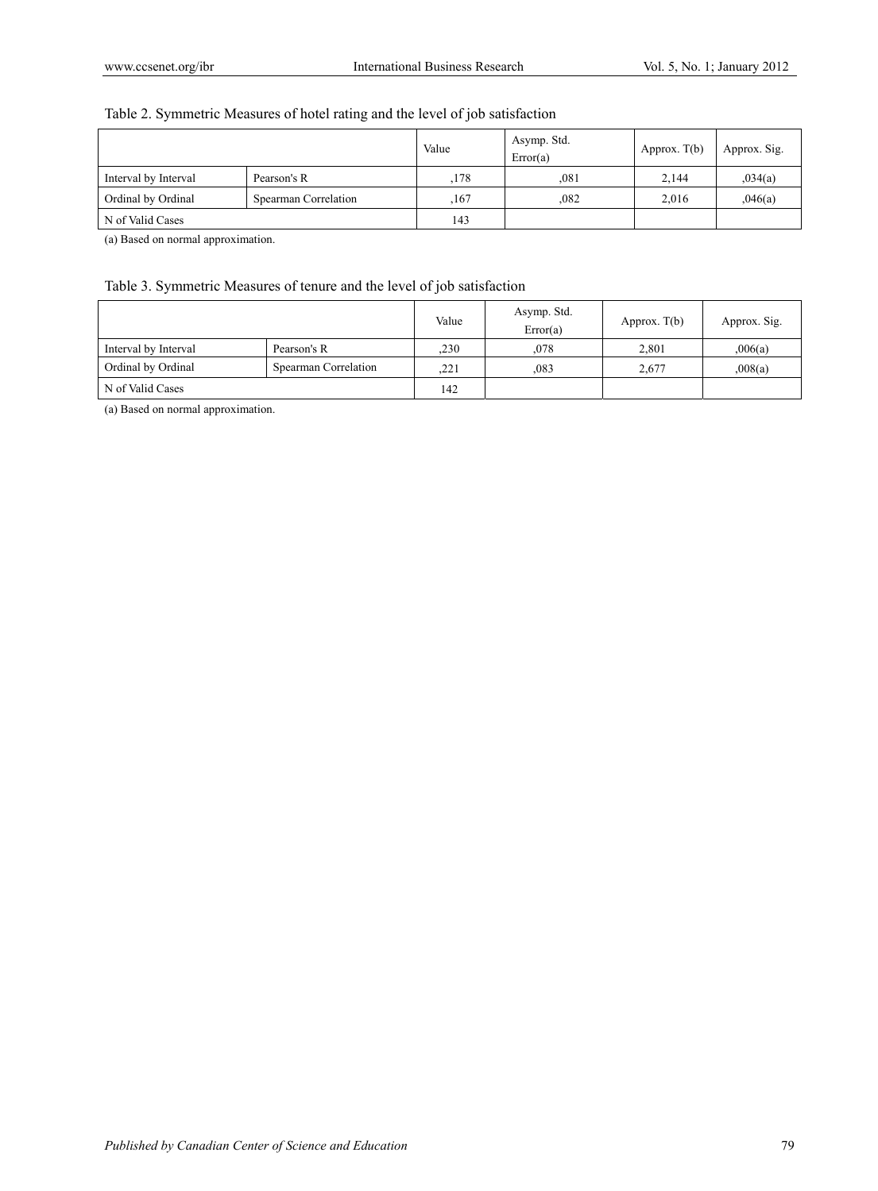Table 2. Symmetric Measures of hotel rating and the level of job satisfaction

| | | Value | Asymp. Std. Error(a) | Approx. T(b) | Approx. Sig. |
|---|---|---|---|---|---|
| Interval by Interval | Pearson's R | ,178 | ,081 | 2,144 | ,034(a) |
| Ordinal by Ordinal | Spearman Correlation | ,167 | ,082 | 2,016 | ,046(a) |
| N of Valid Cases | | 143 | | | |

(a) Based on normal approximation.

Table 3. Symmetric Measures of tenure and the level of job satisfaction

| | | Value | Asymp. Std. Error(a) | Approx. T(b) | Approx. Sig. |
|---|---|---|---|---|---|
| Interval by Interval | Pearson's R | ,230 | ,078 | 2,801 | ,006(a) |
| Ordinal by Ordinal | Spearman Correlation | ,221 | ,083 | 2,677 | ,008(a) |
| N of Valid Cases | | 142 | | | |

(a) Based on normal approximation.